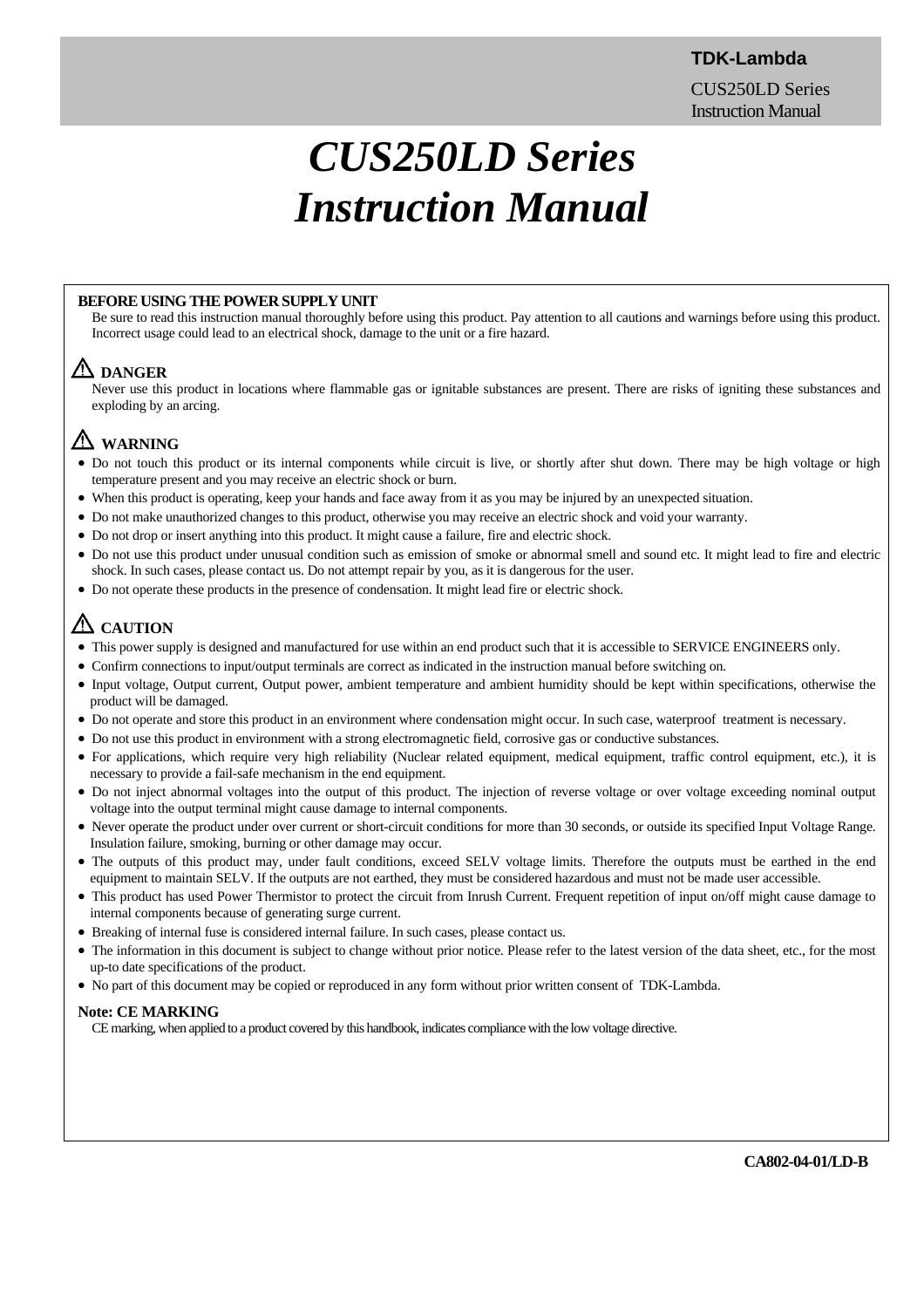# CUS250LD Series Instruction Manual

**BEFORE USING THE POWER SUPPLY UNIT**

Be sure to read this instruction manual thoroughly before using this product. Pay attention to all cautions and warnings before using this product. Incorrect usage could lead to an electrical shock, damage to the unit or a fire hazard.

**⚠ DANGER**

Never use this product in locations where flammable gas or ignitable substances are present. There are risks of igniting these substances and exploding by an arcing.

**⚠ WARNING**

- Do not touch this product or its internal components while circuit is live, or shortly after shut down. There may be high voltage or high temperature present and you may receive an electric shock or burn.
- When this product is operating, keep your hands and face away from it as you may be injured by an unexpected situation.
- Do not make unauthorized changes to this product, otherwise you may receive an electric shock and void your warranty.
- Do not drop or insert anything into this product. It might cause a failure, fire and electric shock.
- Do not use this product under unusual condition such as emission of smoke or abnormal smell and sound etc. It might lead to fire and electric shock. In such cases, please contact us. Do not attempt repair by you, as it is dangerous for the user.
- Do not operate these products in the presence of condensation. It might lead fire or electric shock.

**⚠ CAUTION**

- This power supply is designed and manufactured for use within an end product such that it is accessible to SERVICE ENGINEERS only.
- Confirm connections to input/output terminals are correct as indicated in the instruction manual before switching on.
- Input voltage, Output current, Output power, ambient temperature and ambient humidity should be kept within specifications, otherwise the product will be damaged.
- Do not operate and store this product in an environment where condensation might occur. In such case, waterproof treatment is necessary.
- Do not use this product in environment with a strong electromagnetic field, corrosive gas or conductive substances.
- For applications, which require very high reliability (Nuclear related equipment, medical equipment, traffic control equipment, etc.), it is necessary to provide a fail-safe mechanism in the end equipment.
- Do not inject abnormal voltages into the output of this product. The injection of reverse voltage or over voltage exceeding nominal output voltage into the output terminal might cause damage to internal components.
- Never operate the product under over current or short-circuit conditions for more than 30 seconds, or outside its specified Input Voltage Range. Insulation failure, smoking, burning or other damage may occur.
- The outputs of this product may, under fault conditions, exceed SELV voltage limits. Therefore the outputs must be earthed in the end equipment to maintain SELV. If the outputs are not earthed, they must be considered hazardous and must not be made user accessible.
- This product has used Power Thermistor to protect the circuit from Inrush Current. Frequent repetition of input on/off might cause damage to internal components because of generating surge current.
- Breaking of internal fuse is considered internal failure. In such cases, please contact us.
- The information in this document is subject to change without prior notice. Please refer to the latest version of the data sheet, etc., for the most up-to date specifications of the product.
- No part of this document may be copied or reproduced in any form without prior written consent of TDK-Lambda.

**Note: CE MARKING**

CE marking, when applied to a product covered by this handbook, indicates compliance with the low voltage directive.

**CA802-04-01/LD-B**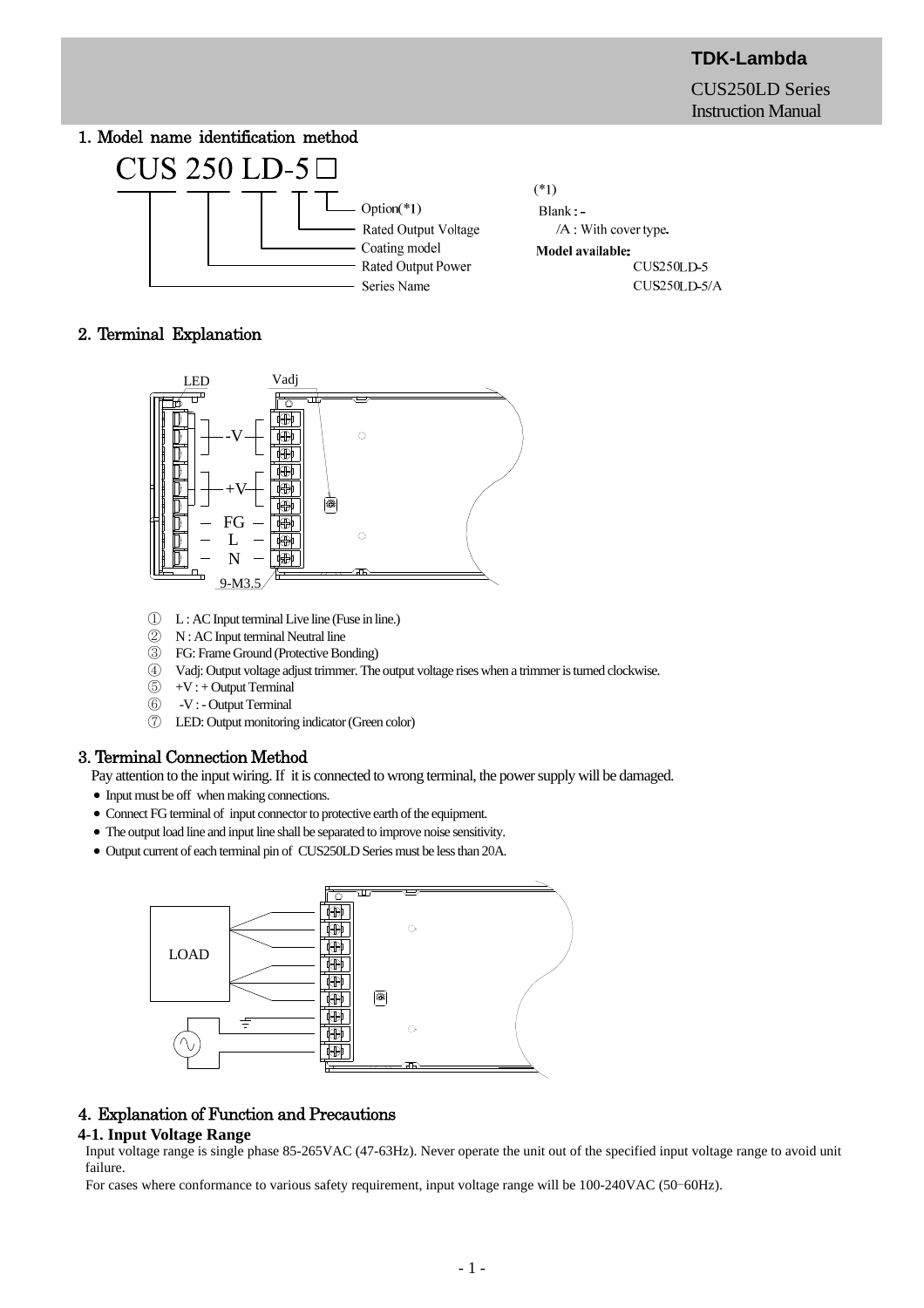## 1. Model name identification method

CUS 250 LD-5 □

- Option(*1)
- Rated Output Voltage
- Coating model
- Rated Output Power
- Series Name

(*1)
Blank : -
/A : With cover type.

**Model available:**
CUS250LD-5
CUS250LD-5/A

## 2. Terminal Explanation

LED
Vadj
-V
+V
FG
L
N
9-M3.5

① L : AC Input terminal Live line (Fuse in line.)
② N : AC Input terminal Neutral line
③ FG: Frame Ground (Protective Bonding)
④ Vadj: Output voltage adjust trimmer. The output voltage rises when a trimmer is turned clockwise.
⑤ +V : + Output Terminal
⑥ -V : - Output Terminal
⑦ LED: Output monitoring indicator (Green color)

## 3. Terminal Connection Method

Pay attention to the input wiring. If it is connected to wrong terminal, the power supply will be damaged.

- Input must be off when making connections.
- Connect FG terminal of input connector to protective earth of the equipment.
- The output load line and input line shall be separated to improve noise sensitivity.
- Output current of each terminal pin of CUS250LD Series must be less than 20A.

LOAD

## 4. Explanation of Function and Precautions

### 4-1. Input Voltage Range

Input voltage range is single phase 85-265VAC (47-63Hz). Never operate the unit out of the specified input voltage range to avoid unit failure.

For cases where conformance to various safety requirement, input voltage range will be 100-240VAC (50−60Hz).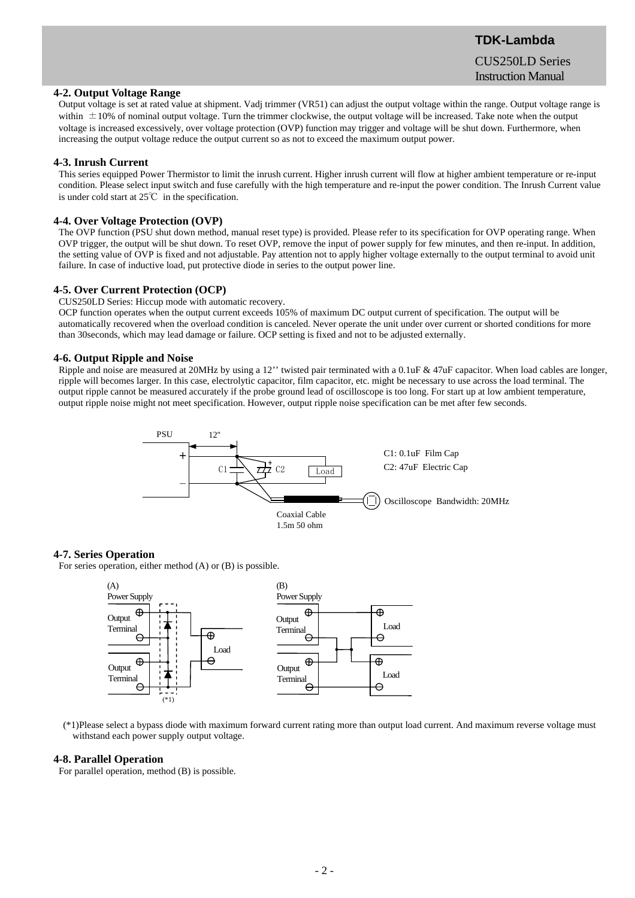## 4-2. Output Voltage Range

Output voltage is set at rated value at shipment. Vadj trimmer (VR51) can adjust the output voltage within the range. Output voltage range is within ±10% of nominal output voltage. Turn the trimmer clockwise, the output voltage will be increased. Take note when the output voltage is increased excessively, over voltage protection (OVP) function may trigger and voltage will be shut down. Furthermore, when increasing the output voltage reduce the output current so as not to exceed the maximum output power.

## 4-3. Inrush Current

This series equipped Power Thermistor to limit the inrush current. Higher inrush current will flow at higher ambient temperature or re-input condition. Please select input switch and fuse carefully with the high temperature and re-input the power condition. The Inrush Current value is under cold start at 25℃ in the specification.

## 4-4. Over Voltage Protection (OVP)

The OVP function (PSU shut down method, manual reset type) is provided. Please refer to its specification for OVP operating range. When OVP trigger, the output will be shut down. To reset OVP, remove the input of power supply for few minutes, and then re-input. In addition, the setting value of OVP is fixed and not adjustable. Pay attention not to apply higher voltage externally to the output terminal to avoid unit failure. In case of inductive load, put protective diode in series to the output power line.

## 4-5. Over Current Protection (OCP)

CUS250LD Series: Hiccup mode with automatic recovery.

OCP function operates when the output current exceeds 105% of maximum DC output current of specification. The output will be automatically recovered when the overload condition is canceled. Never operate the unit under over current or shorted conditions for more than 30seconds, which may lead damage or failure. OCP setting is fixed and not to be adjusted externally.

## 4-6. Output Ripple and Noise

Ripple and noise are measured at 20MHz by using a 12'' twisted pair terminated with a 0.1uF & 47uF capacitor. When load cables are longer, ripple will becomes larger. In this case, electrolytic capacitor, film capacitor, etc. might be necessary to use across the load terminal. The output ripple cannot be measured accurately if the probe ground lead of oscilloscope is too long. For start up at low ambient temperature, output ripple noise might not meet specification. However, output ripple noise specification can be met after few seconds.

PSU
12"
+
−
C1
C2
Load
C1: 0.1uF Film Cap
C2: 47uF Electric Cap
Oscilloscope Bandwidth: 20MHz
Coaxial Cable
1.5m 50 ohm

## 4-7. Series Operation

For series operation, either method (A) or (B) is possible.

(A)
Power Supply
Output Terminal
Output Terminal
Load
(*1)

(B)
Power Supply
Output Terminal
Output Terminal
Load
Load

(*1)Please select a bypass diode with maximum forward current rating more than output load current. And maximum reverse voltage must withstand each power supply output voltage.

## 4-8. Parallel Operation

For parallel operation, method (B) is possible.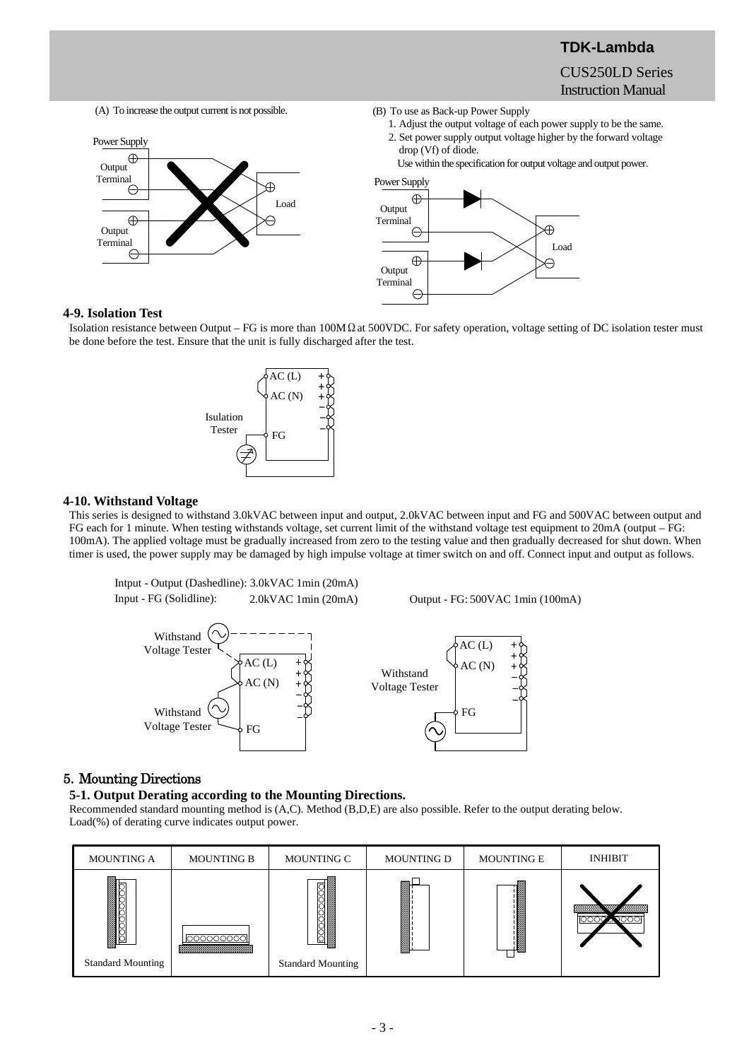(A) To increase the output current is not possible.

Power Supply

Output Terminal

Output Terminal

Load

(B) To use as Back-up Power Supply

1. Adjust the output voltage of each power supply to be the same.
2. Set power supply output voltage higher by the forward voltage drop (Vf) of diode.

Use within the specification for output voltage and output power.

Power Supply

Output Terminal

Output Terminal

Load

**4-9. Isolation Test**

Isolation resistance between Output – FG is more than 100MΩ at 500VDC. For safety operation, voltage setting of DC isolation tester must be done before the test. Ensure that the unit is fully discharged after the test.

AC (L)

AC (N)

Isulation Tester

FG

**4-10. Withstand Voltage**

This series is designed to withstand 3.0kVAC between input and output, 2.0kVAC between input and FG and 500VAC between output and FG each for 1 minute. When testing withstands voltage, set current limit of the withstand voltage test equipment to 20mA (output – FG: 100mA). The applied voltage must be gradually increased from zero to the testing value and then gradually decreased for shut down. When timer is used, the power supply may be damaged by high impulse voltage at timer switch on and off. Connect input and output as follows.

Intput - Output (Dashedline): 3.0kVAC 1min (20mA)

Input - FG (Solidline): 2.0kVAC 1min (20mA)

Output - FG: 500VAC 1min (100mA)

Withstand Voltage Tester

AC (L)

AC (N)

Withstand Voltage Tester

FG

AC (L)

AC (N)

Withstand Voltage Tester

FG

## 5. Mounting Directions

**5-1. Output Derating according to the Mounting Directions.**

Recommended standard mounting method is (A,C). Method (B,D,E) are also possible. Refer to the output derating below.
Load(%) of derating curve indicates output power.

| MOUNTING A | MOUNTING B | MOUNTING C | MOUNTING D | MOUNTING E | INHIBIT |
|---|---|---|---|---|---|
| Standard Mounting | | Standard Mounting | | | |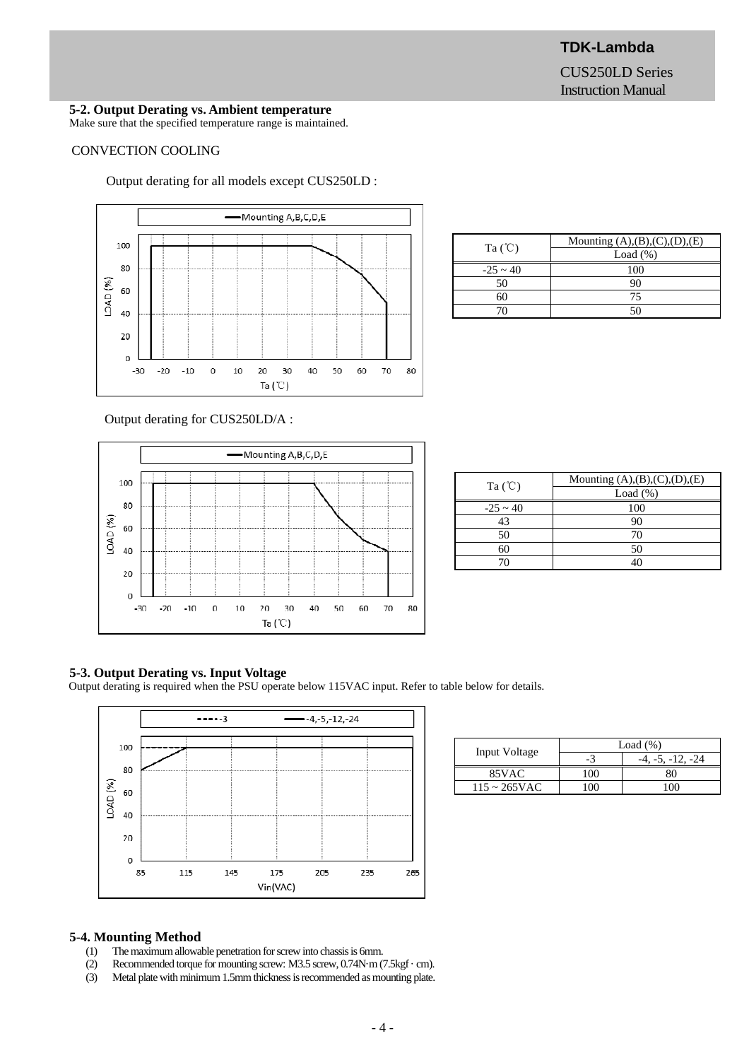## 5-2. Output Derating vs. Ambient temperature

Make sure that the specified temperature range is maintained.

CONVECTION COOLING

Output derating for all models except CUS250LD :

Mounting A,B,C,D,E

LOAD (%)

100
80
60
40
20
0

-30 -20 -10 0 10 20 30 40 50 60 70 80

Ta (℃)

| Ta (℃) | Mounting (A),(B),(C),(D),(E) |
|---|---|
| | Load (%) |
| -25 ~ 40 | 100 |
| 50 | 90 |
| 60 | 75 |
| 70 | 50 |

Output derating for CUS250LD/A :

Mounting A,B,C,D,E

LOAD (%)

100
80
60
40
20
0

-30 -20 -10 0 10 20 30 40 50 60 70 80

Ta (℃)

| Ta (℃) | Mounting (A),(B),(C),(D),(E) |
|---|---|
| | Load (%) |
| -25 ~ 40 | 100 |
| 43 | 90 |
| 50 | 70 |
| 60 | 50 |
| 70 | 40 |

## 5-3. Output Derating vs. Input Voltage

Output derating is required when the PSU operate below 115VAC input. Refer to table below for details.

-3
-4,-5,-12,-24

LOAD (%)

100
80
60
40
20
0

85 115 145 175 205 235 265

Vin(VAC)

| Input Voltage | Load (%) | |
|---|---|---|
| | -3 | -4, -5, -12, -24 |
| 85VAC | 100 | 80 |
| 115 ~ 265VAC | 100 | 100 |

## 5-4. Mounting Method

(1) The maximum allowable penetration for screw into chassis is 6mm.
(2) Recommended torque for mounting screw: M3.5 screw, 0.74N·m (7.5kgf · cm).
(3) Metal plate with minimum 1.5mm thickness is recommended as mounting plate.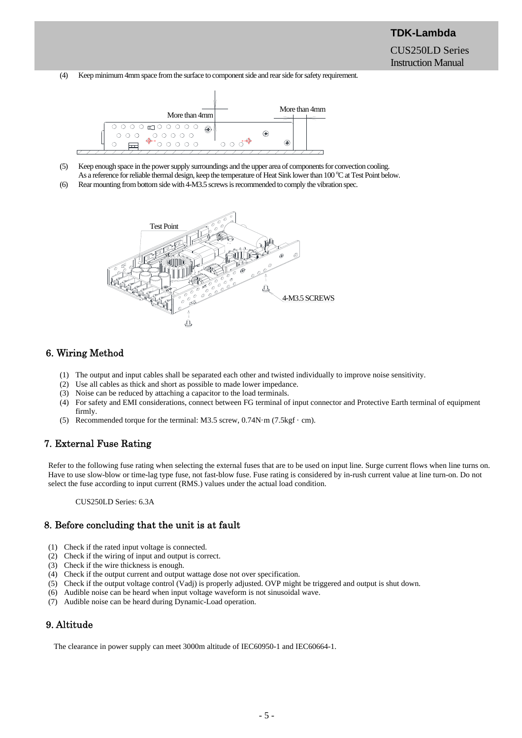(4) Keep minimum 4mm space from the surface to component side and rear side for safety requirement.

More than 4mm

More than 4mm

(5) Keep enough space in the power supply surroundings and the upper area of components for convection cooling. As a reference for reliable thermal design, keep the temperature of Heat Sink lower than 100 °C at Test Point below.

(6) Rear mounting from bottom side with 4-M3.5 screws is recommended to comply the vibration spec.

Test Point

4-M3.5 SCREWS

## 6. Wiring Method

(1) The output and input cables shall be separated each other and twisted individually to improve noise sensitivity.
(2) Use all cables as thick and short as possible to made lower impedance.
(3) Noise can be reduced by attaching a capacitor to the load terminals.
(4) For safety and EMI considerations, connect between FG terminal of input connector and Protective Earth terminal of equipment firmly.
(5) Recommended torque for the terminal: M3.5 screw, 0.74N·m (7.5kgf · cm).

## 7. External Fuse Rating

Refer to the following fuse rating when selecting the external fuses that are to be used on input line. Surge current flows when line turns on. Have to use slow-blow or time-lag type fuse, not fast-blow fuse. Fuse rating is considered by in-rush current value at line turn-on. Do not select the fuse according to input current (RMS.) values under the actual load condition.

CUS250LD Series: 6.3A

## 8. Before concluding that the unit is at fault

(1) Check if the rated input voltage is connected.
(2) Check if the wiring of input and output is correct.
(3) Check if the wire thickness is enough.
(4) Check if the output current and output wattage dose not over specification.
(5) Check if the output voltage control (Vadj) is properly adjusted. OVP might be triggered and output is shut down.
(6) Audible noise can be heard when input voltage waveform is not sinusoidal wave.
(7) Audible noise can be heard during Dynamic-Load operation.

## 9. Altitude

The clearance in power supply can meet 3000m altitude of IEC60950-1 and IEC60664-1.